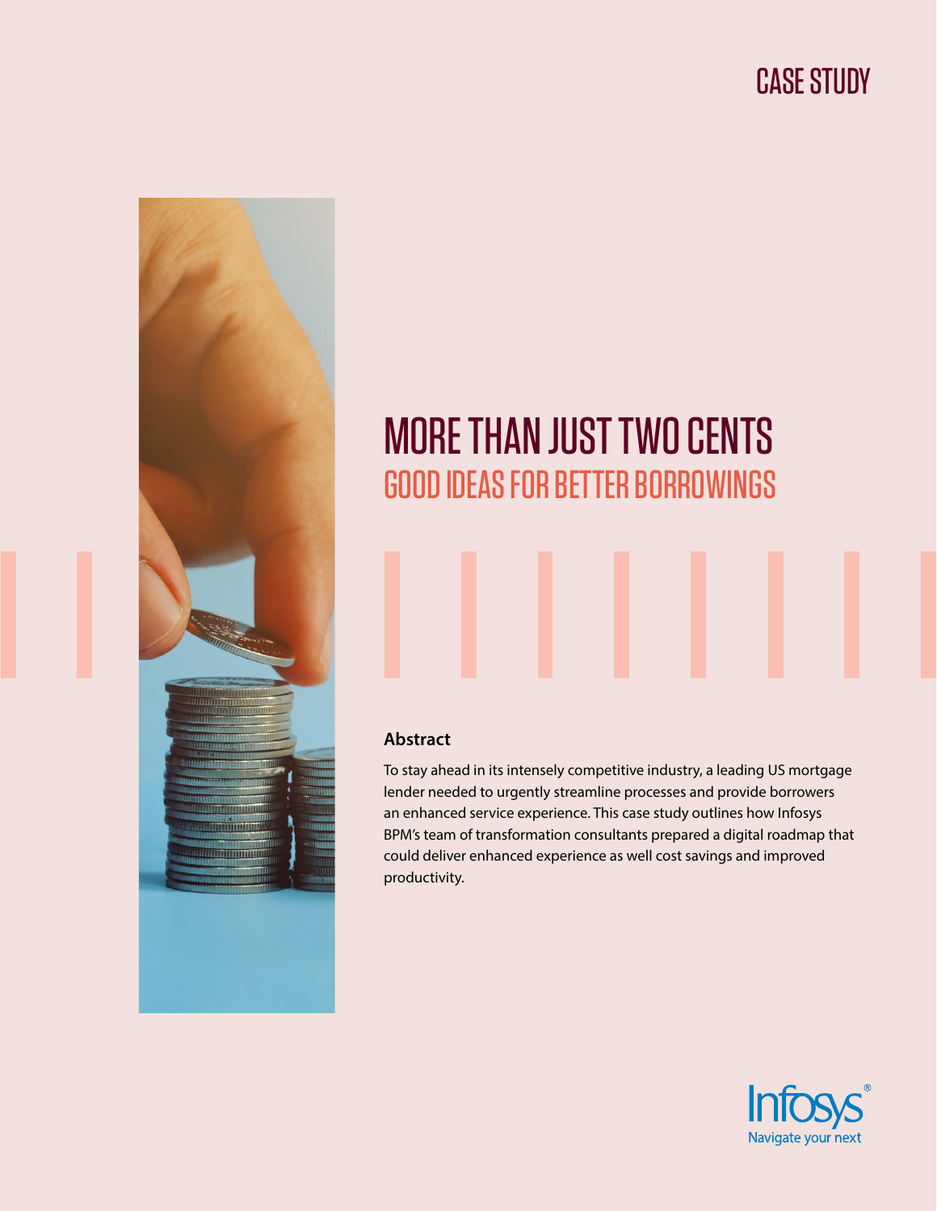CASE STUDY

# MORE THAN JUST TWO CENTS

## GOOD IDEAS FOR BETTER BORROWINGS

### Abstract

To stay ahead in its intensely competitive industry, a leading US mortgage lender needed to urgently streamline processes and provide borrowers an enhanced service experience. This case study outlines how Infosys BPM's team of transformation consultants prepared a digital roadmap that could deliver enhanced experience as well cost savings and improved productivity.

Infosys® Navigate your next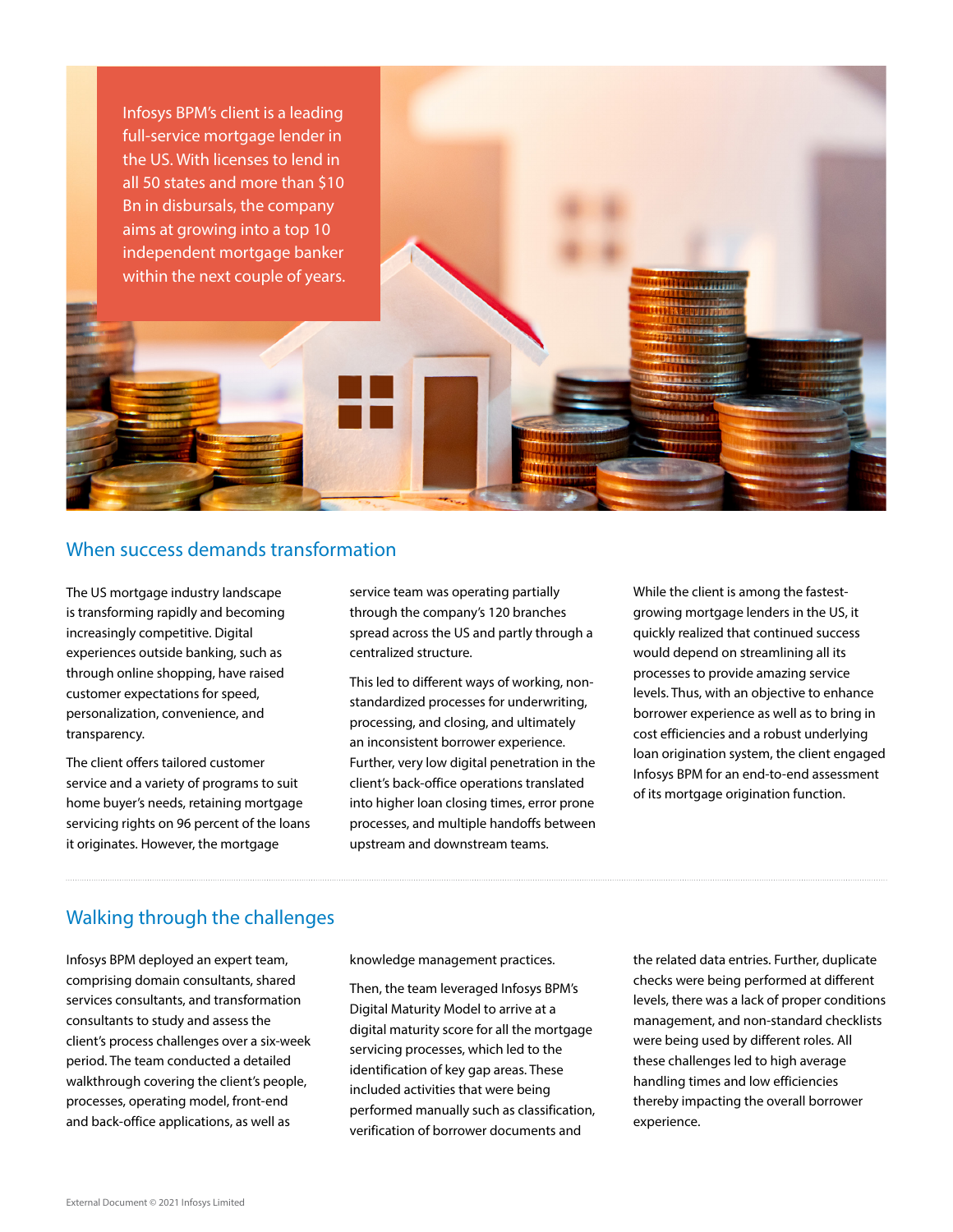Infosys BPM's client is a leading full-service mortgage lender in the US. With licenses to lend in all 50 states and more than $10 Bn in disbursals, the company aims at growing into a top 10 independent mortgage banker within the next couple of years.

## When success demands transformation

The US mortgage industry landscape is transforming rapidly and becoming increasingly competitive. Digital experiences outside banking, such as through online shopping, have raised customer expectations for speed, personalization, convenience, and transparency.

The client offers tailored customer service and a variety of programs to suit home buyer's needs, retaining mortgage servicing rights on 96 percent of the loans it originates. However, the mortgage service team was operating partially through the company's 120 branches spread across the US and partly through a centralized structure.

This led to different ways of working, non-standardized processes for underwriting, processing, and closing, and ultimately an inconsistent borrower experience. Further, very low digital penetration in the client's back-office operations translated into higher loan closing times, error prone processes, and multiple handoffs between upstream and downstream teams.

While the client is among the fastest-growing mortgage lenders in the US, it quickly realized that continued success would depend on streamlining all its processes to provide amazing service levels. Thus, with an objective to enhance borrower experience as well as to bring in cost efficiencies and a robust underlying loan origination system, the client engaged Infosys BPM for an end-to-end assessment of its mortgage origination function.

## Walking through the challenges

Infosys BPM deployed an expert team, comprising domain consultants, shared services consultants, and transformation consultants to study and assess the client's process challenges over a six-week period. The team conducted a detailed walkthrough covering the client's people, processes, operating model, front-end and back-office applications, as well as knowledge management practices.

Then, the team leveraged Infosys BPM's Digital Maturity Model to arrive at a digital maturity score for all the mortgage servicing processes, which led to the identification of key gap areas. These included activities that were being performed manually such as classification, verification of borrower documents and the related data entries. Further, duplicate checks were being performed at different levels, there was a lack of proper conditions management, and non-standard checklists were being used by different roles. All these challenges led to high average handling times and low efficiencies thereby impacting the overall borrower experience.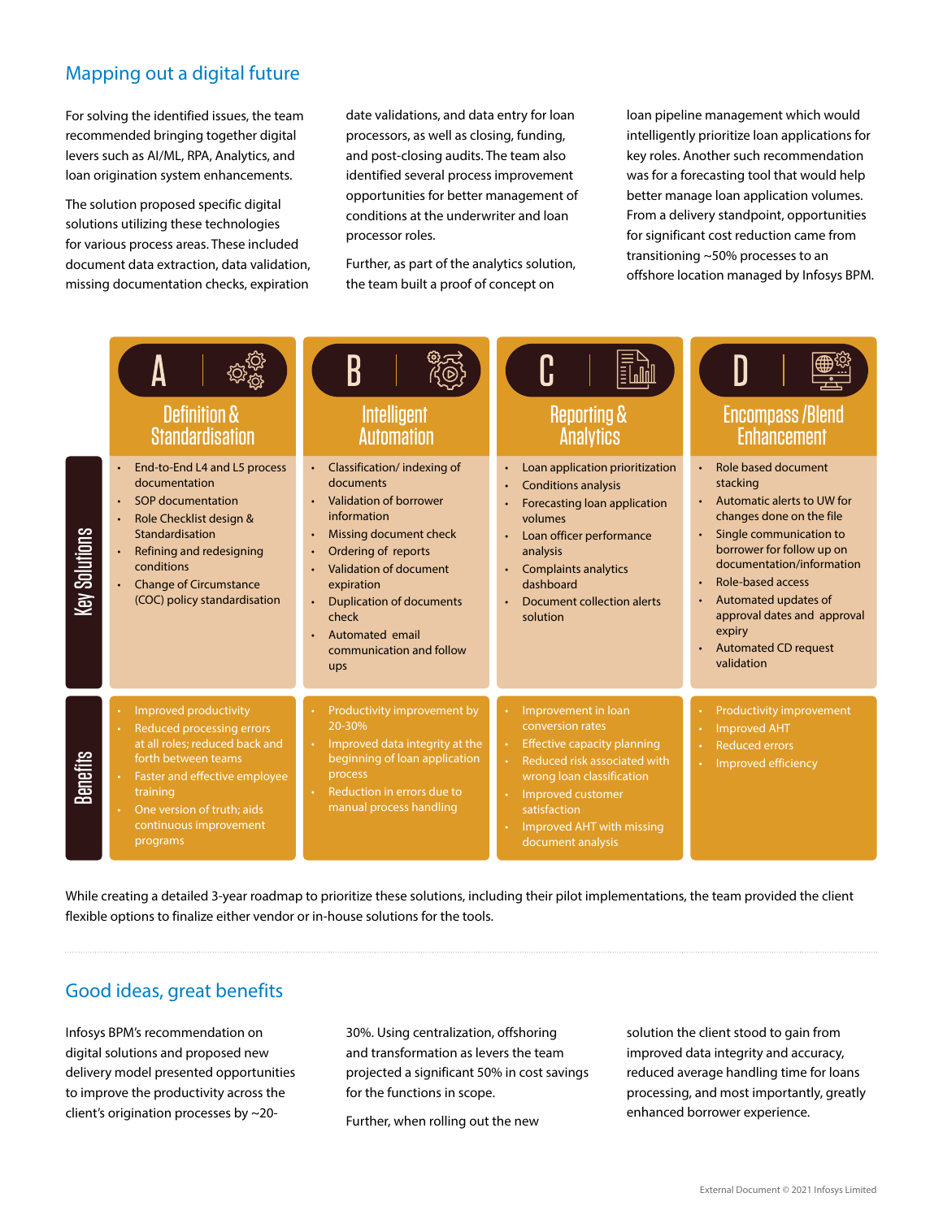## Mapping out a digital future

For solving the identified issues, the team recommended bringing together digital levers such as AI/ML, RPA, Analytics, and loan origination system enhancements.

The solution proposed specific digital solutions utilizing these technologies for various process areas. These included document data extraction, data validation, missing documentation checks, expiration date validations, and data entry for loan processors, as well as closing, funding, and post-closing audits. The team also identified several process improvement opportunities for better management of conditions at the underwriter and loan processor roles.

Further, as part of the analytics solution, the team built a proof of concept on loan pipeline management which would intelligently prioritize loan applications for key roles. Another such recommendation was for a forecasting tool that would help better manage loan application volumes. From a delivery standpoint, opportunities for significant cost reduction came from transitioning ~50% processes to an offshore location managed by Infosys BPM.

| | A – Definition & Standardisation | B – Intelligent Automation | C – Reporting & Analytics | D – Encompass /Blend Enhancement |
|---|---|---|---|---|
| **Key Solutions** | • End-to-End L4 and L5 process documentation<br>• SOP documentation<br>• Role Checklist design & Standardisation<br>• Refining and redesigning conditions<br>• Change of Circumstance (COC) policy standardisation | • Classification/ indexing of documents<br>• Validation of borrower information<br>• Missing document check<br>• Ordering of reports<br>• Validation of document expiration<br>• Duplication of documents check<br>• Automated email communication and follow ups | • Loan application prioritization<br>• Conditions analysis<br>• Forecasting loan application volumes<br>• Loan officer performance analysis<br>• Complaints analytics dashboard<br>• Document collection alerts solution | • Role based document stacking<br>• Automatic alerts to UW for changes done on the file<br>• Single communication to borrower for follow up on documentation/information<br>• Role-based access<br>• Automated updates of approval dates and approval expiry<br>• Automated CD request validation |
| **Benefits** | • Improved productivity<br>• Reduced processing errors at all roles; reduced back and forth between teams<br>• Faster and effective employee training<br>• One version of truth; aids continuous improvement programs | • Productivity improvement by 20-30%<br>• Improved data integrity at the beginning of loan application process<br>• Reduction in errors due to manual process handling | • Improvement in loan conversion rates<br>• Effective capacity planning<br>• Reduced risk associated with wrong loan classification<br>• Improved customer satisfaction<br>• Improved AHT with missing document analysis | • Productivity improvement<br>• Improved AHT<br>• Reduced errors<br>• Improved efficiency |

While creating a detailed 3-year roadmap to prioritize these solutions, including their pilot implementations, the team provided the client flexible options to finalize either vendor or in-house solutions for the tools.

## Good ideas, great benefits

Infosys BPM's recommendation on digital solutions and proposed new delivery model presented opportunities to improve the productivity across the client's origination processes by ~20-30%. Using centralization, offshoring and transformation as levers the team projected a significant 50% in cost savings for the functions in scope.

Further, when rolling out the new solution the client stood to gain from improved data integrity and accuracy, reduced average handling time for loans processing, and most importantly, greatly enhanced borrower experience.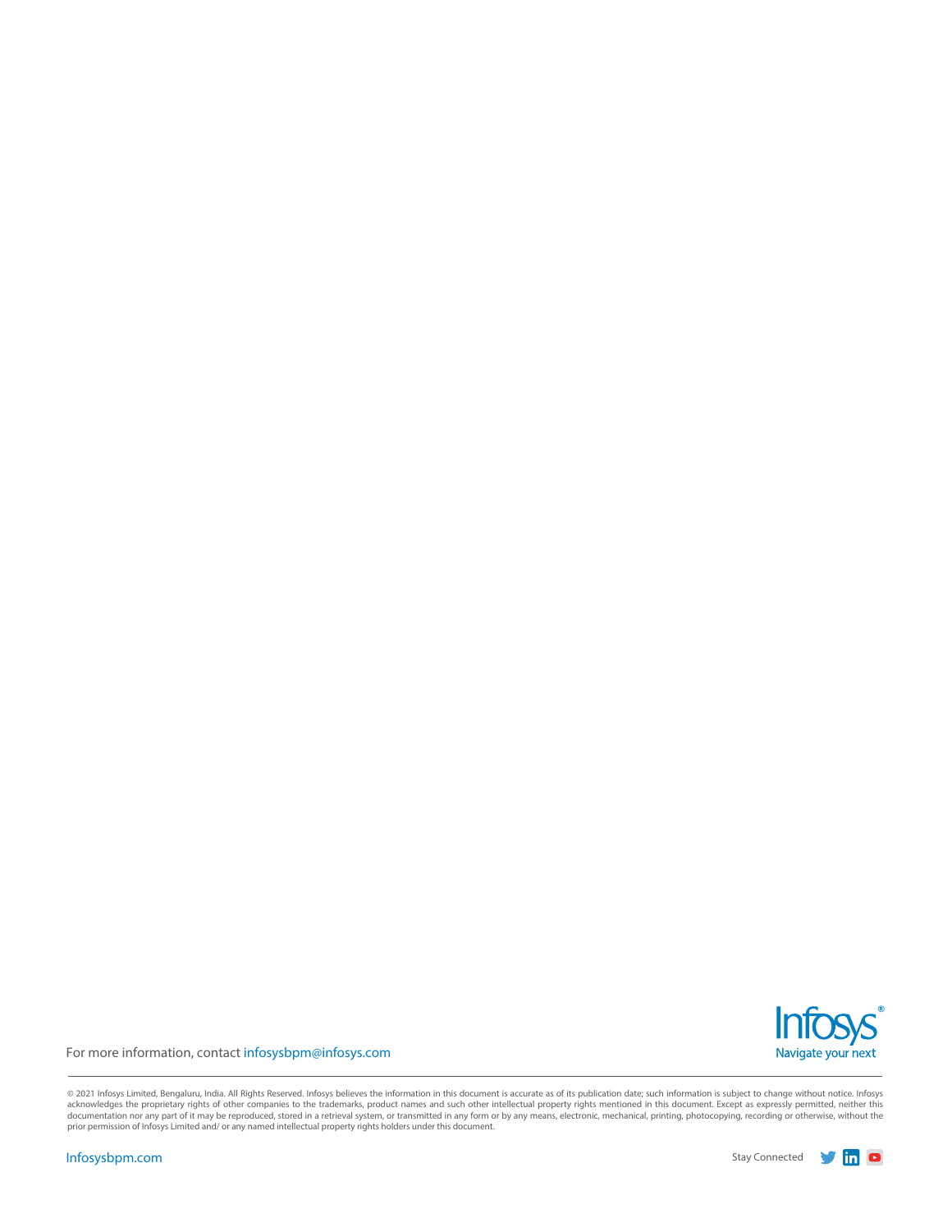For more information, contact infosysbpm@infosys.com

Infosys®
Navigate your next

© 2021 Infosys Limited, Bengaluru, India. All Rights Reserved. Infosys believes the information in this document is accurate as of its publication date; such information is subject to change without notice. Infosys acknowledges the proprietary rights of other companies to the trademarks, product names and such other intellectual property rights mentioned in this document. Except as expressly permitted, neither this documentation nor any part of it may be reproduced, stored in a retrieval system, or transmitted in any form or by any means, electronic, mechanical, printing, photocopying, recording or otherwise, without the prior permission of Infosys Limited and/ or any named intellectual property rights holders under this document.

Infosysbpm.com

Stay Connected